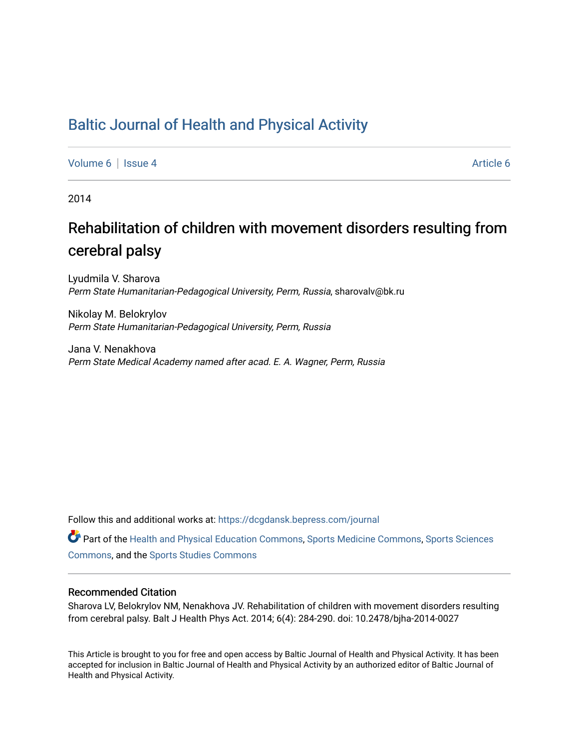# Baltic Journal of Health and Physical Activity

Volume 6 | Issue 4 Article 6

2014

## Rehabilitation of children with movement disorders resulting from cerebral palsy

Lyudmila V. Sharova
*Perm State Humanitarian-Pedagogical University, Perm, Russia*, sharovalv@bk.ru

Nikolay M. Belokrylov
*Perm State Humanitarian-Pedagogical University, Perm, Russia*

Jana V. Nenakhova
*Perm State Medical Academy named after acad. E. A. Wagner, Perm, Russia*

Follow this and additional works at: https://dcgdansk.bepress.com/journal

Part of the Health and Physical Education Commons, Sports Medicine Commons, Sports Sciences Commons, and the Sports Studies Commons

### Recommended Citation

Sharova LV, Belokrylov NM, Nenakhova JV. Rehabilitation of children with movement disorders resulting from cerebral palsy. Balt J Health Phys Act. 2014; 6(4): 284-290. doi: 10.2478/bjha-2014-0027

This Article is brought to you for free and open access by Baltic Journal of Health and Physical Activity. It has been accepted for inclusion in Baltic Journal of Health and Physical Activity by an authorized editor of Baltic Journal of Health and Physical Activity.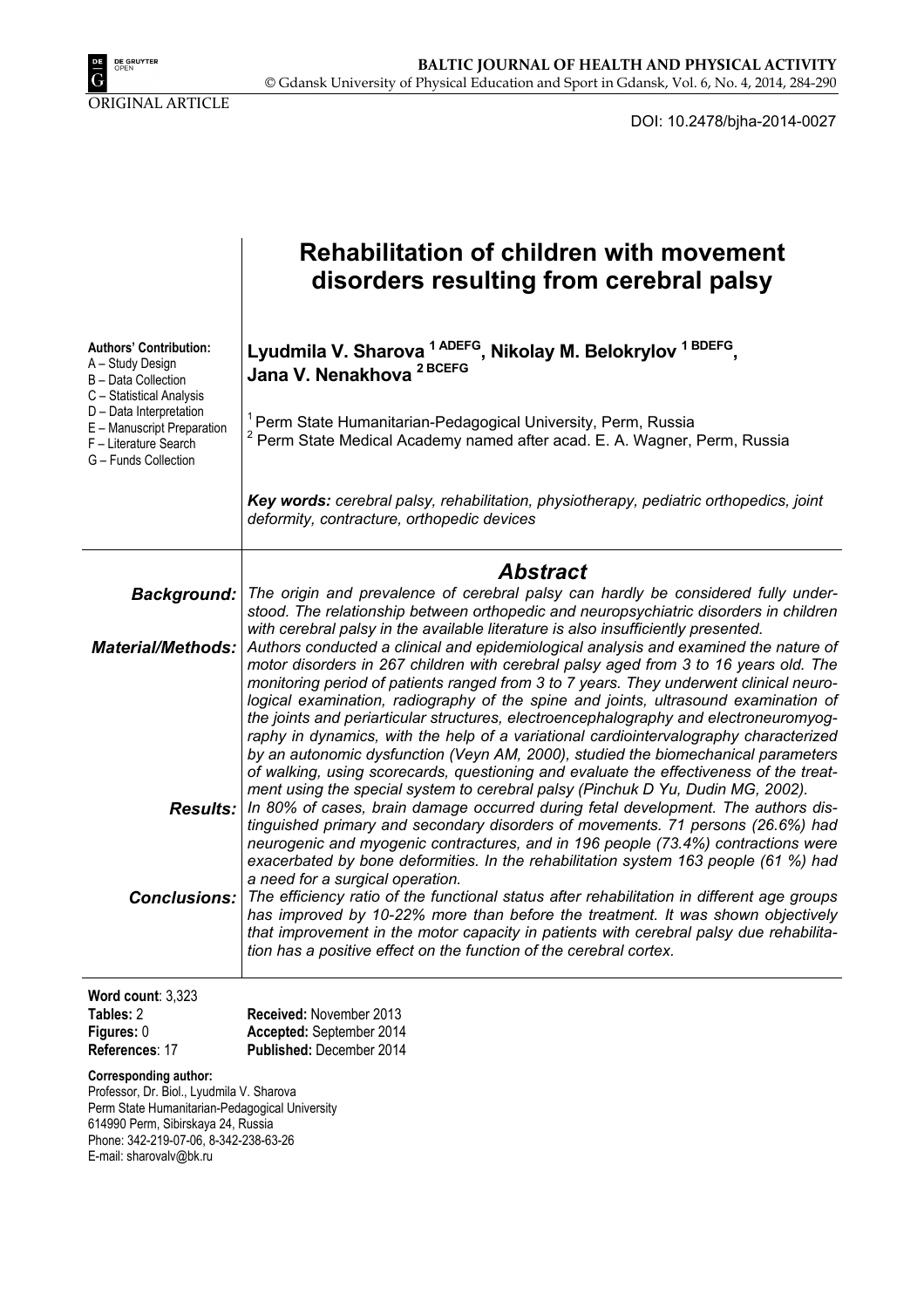ORIGINAL ARTICLE

DOI: 10.2478/bjha-2014-0027

# Rehabilitation of children with movement disorders resulting from cerebral palsy

**Authors' Contribution:**
A – Study Design
B – Data Collection
C – Statistical Analysis
D – Data Interpretation
E – Manuscript Preparation
F – Literature Search
G – Funds Collection

**Lyudmila V. Sharova [1 ADEFG], Nikolay M. Belokrylov [1 BDEFG], Jana V. Nenakhova [2 BCEFG]**

[1] Perm State Humanitarian-Pedagogical University, Perm, Russia
[2] Perm State Medical Academy named after acad. E. A. Wagner, Perm, Russia

***Key words:*** *cerebral palsy, rehabilitation, physiotherapy, pediatric orthopedics, joint deformity, contracture, orthopedic devices*

## *Abstract*

***Background:*** *The origin and prevalence of cerebral palsy can hardly be considered fully understood. The relationship between orthopedic and neuropsychiatric disorders in children with cerebral palsy in the available literature is also insufficiently presented.*

***Material/Methods:*** *Authors conducted a clinical and epidemiological analysis and examined the nature of motor disorders in 267 children with cerebral palsy aged from 3 to 16 years old. The monitoring period of patients ranged from 3 to 7 years. They underwent clinical neurological examination, radiography of the spine and joints, ultrasound examination of the joints and periarticular structures, electroencephalography and electroneuromyography in dynamics, with the help of a variational cardiointervalography characterized by an autonomic dysfunction (Veyn AM, 2000), studied the biomechanical parameters of walking, using scorecards, questioning and evaluate the effectiveness of the treatment using the special system to cerebral palsy (Pinchuk D Yu, Dudin MG, 2002).*

***Results:*** *In 80% of cases, brain damage occurred during fetal development. The authors distinguished primary and secondary disorders of movements. 71 persons (26.6%) had neurogenic and myogenic contractures, and in 196 people (73.4%) contractions were exacerbated by bone deformities. In the rehabilitation system 163 people (61 %) had a need for a surgical operation.*

***Conclusions:*** *The efficiency ratio of the functional status after rehabilitation in different age groups has improved by 10-22% more than before the treatment. It was shown objectively that improvement in the motor capacity in patients with cerebral palsy due rehabilitation has a positive effect on the function of the cerebral cortex.*

**Word count**: 3,323
**Tables:** 2
**Figures:** 0
**References**: 17

**Received:** November 2013
**Accepted:** September 2014
**Published:** December 2014

**Corresponding author:**
Professor, Dr. Biol., Lyudmila V. Sharova
Perm State Humanitarian-Pedagogical University
614990 Perm, Sibirskaya 24, Russia
Phone: 342-219-07-06, 8-342-238-63-26
E-mail: sharovalv@bk.ru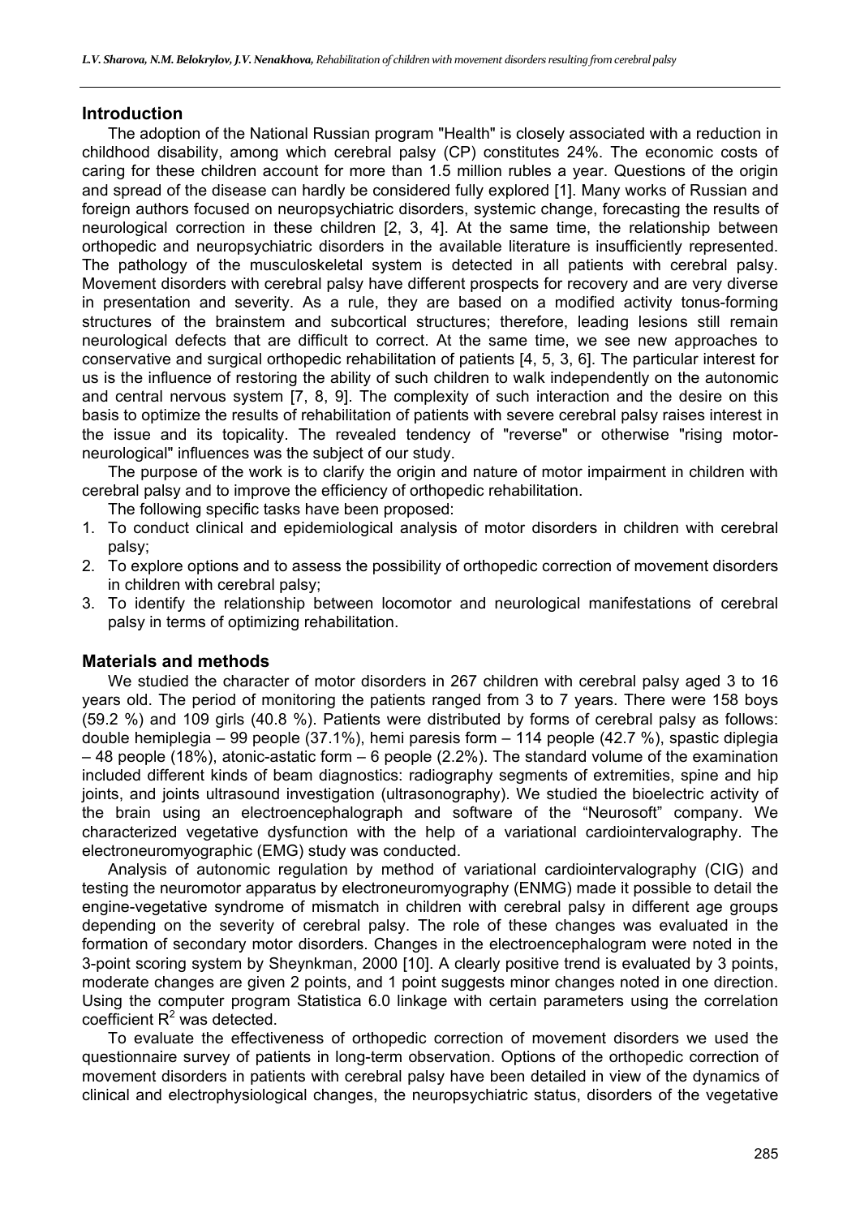## Introduction

The adoption of the National Russian program "Health" is closely associated with a reduction in childhood disability, among which cerebral palsy (CP) constitutes 24%. The economic costs of caring for these children account for more than 1.5 million rubles a year. Questions of the origin and spread of the disease can hardly be considered fully explored [1]. Many works of Russian and foreign authors focused on neuropsychiatric disorders, systemic change, forecasting the results of neurological correction in these children [2, 3, 4]. At the same time, the relationship between orthopedic and neuropsychiatric disorders in the available literature is insufficiently represented. The pathology of the musculoskeletal system is detected in all patients with cerebral palsy. Movement disorders with cerebral palsy have different prospects for recovery and are very diverse in presentation and severity. As a rule, they are based on a modified activity tonus-forming structures of the brainstem and subcortical structures; therefore, leading lesions still remain neurological defects that are difficult to correct. At the same time, we see new approaches to conservative and surgical orthopedic rehabilitation of patients [4, 5, 3, 6]. The particular interest for us is the influence of restoring the ability of such children to walk independently on the autonomic and central nervous system [7, 8, 9]. The complexity of such interaction and the desire on this basis to optimize the results of rehabilitation of patients with severe cerebral palsy raises interest in the issue and its topicality. The revealed tendency of "reverse" or otherwise "rising motor-neurological" influences was the subject of our study.

The purpose of the work is to clarify the origin and nature of motor impairment in children with cerebral palsy and to improve the efficiency of orthopedic rehabilitation.

The following specific tasks have been proposed:

1. To conduct clinical and epidemiological analysis of motor disorders in children with cerebral palsy;
2. To explore options and to assess the possibility of orthopedic correction of movement disorders in children with cerebral palsy;
3. To identify the relationship between locomotor and neurological manifestations of cerebral palsy in terms of optimizing rehabilitation.

## Materials and methods

We studied the character of motor disorders in 267 children with cerebral palsy aged 3 to 16 years old. The period of monitoring the patients ranged from 3 to 7 years. There were 158 boys (59.2 %) and 109 girls (40.8 %). Patients were distributed by forms of cerebral palsy as follows: double hemiplegia – 99 people (37.1%), hemi paresis form – 114 people (42.7 %), spastic diplegia – 48 people (18%), atonic-astatic form – 6 people (2.2%). The standard volume of the examination included different kinds of beam diagnostics: radiography segments of extremities, spine and hip joints, and joints ultrasound investigation (ultrasonography). We studied the bioelectric activity of the brain using an electroencephalograph and software of the "Neurosoft" company. We characterized vegetative dysfunction with the help of a variational cardiointervalography. The electroneuromyographic (EMG) study was conducted.

Analysis of autonomic regulation by method of variational cardiointervalography (CIG) and testing the neuromotor apparatus by electroneuromyography (ENMG) made it possible to detail the engine-vegetative syndrome of mismatch in children with cerebral palsy in different age groups depending on the severity of cerebral palsy. The role of these changes was evaluated in the formation of secondary motor disorders. Changes in the electroencephalogram were noted in the 3-point scoring system by Sheynkman, 2000 [10]. A clearly positive trend is evaluated by 3 points, moderate changes are given 2 points, and 1 point suggests minor changes noted in one direction. Using the computer program Statistica 6.0 linkage with certain parameters using the correlation coefficient $R^2$ was detected.

To evaluate the effectiveness of orthopedic correction of movement disorders we used the questionnaire survey of patients in long-term observation. Options of the orthopedic correction of movement disorders in patients with cerebral palsy have been detailed in view of the dynamics of clinical and electrophysiological changes, the neuropsychiatric status, disorders of the vegetative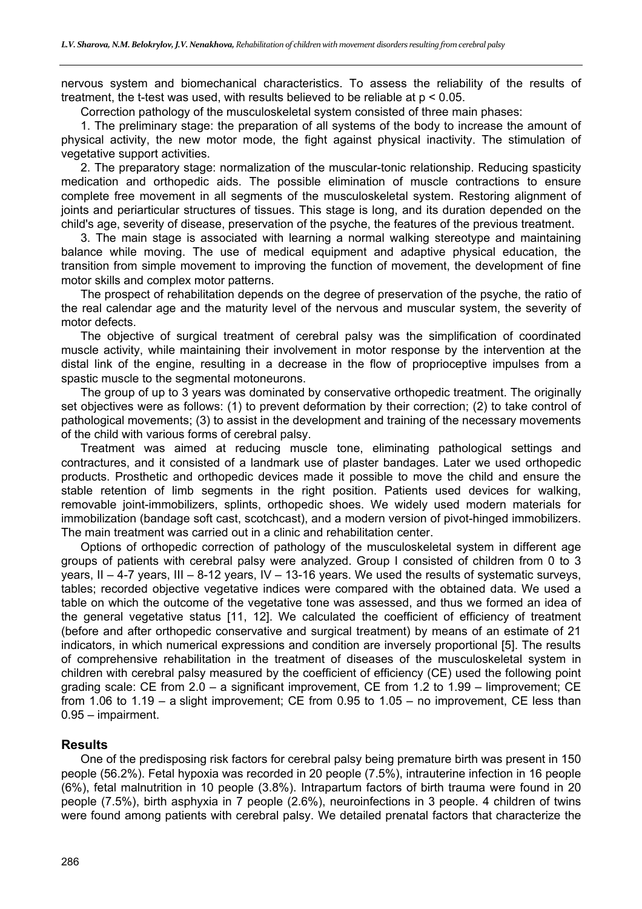nervous system and biomechanical characteristics. To assess the reliability of the results of treatment, the t-test was used, with results believed to be reliable at $p < 0.05$.

Correction pathology of the musculoskeletal system consisted of three main phases:

1. The preliminary stage: the preparation of all systems of the body to increase the amount of physical activity, the new motor mode, the fight against physical inactivity. The stimulation of vegetative support activities.

2. The preparatory stage: normalization of the muscular-tonic relationship. Reducing spasticity medication and orthopedic aids. The possible elimination of muscle contractions to ensure complete free movement in all segments of the musculoskeletal system. Restoring alignment of joints and periarticular structures of tissues. This stage is long, and its duration depended on the child's age, severity of disease, preservation of the psyche, the features of the previous treatment.

3. The main stage is associated with learning a normal walking stereotype and maintaining balance while moving. The use of medical equipment and adaptive physical education, the transition from simple movement to improving the function of movement, the development of fine motor skills and complex motor patterns.

The prospect of rehabilitation depends on the degree of preservation of the psyche, the ratio of the real calendar age and the maturity level of the nervous and muscular system, the severity of motor defects.

The objective of surgical treatment of cerebral palsy was the simplification of coordinated muscle activity, while maintaining their involvement in motor response by the intervention at the distal link of the engine, resulting in a decrease in the flow of proprioceptive impulses from a spastic muscle to the segmental motoneurons.

The group of up to 3 years was dominated by conservative orthopedic treatment. The originally set objectives were as follows: (1) to prevent deformation by their correction; (2) to take control of pathological movements; (3) to assist in the development and training of the necessary movements of the child with various forms of cerebral palsy.

Treatment was aimed at reducing muscle tone, eliminating pathological settings and contractures, and it consisted of a landmark use of plaster bandages. Later we used orthopedic products. Prosthetic and orthopedic devices made it possible to move the child and ensure the stable retention of limb segments in the right position. Patients used devices for walking, removable joint-immobilizers, splints, orthopedic shoes. We widely used modern materials for immobilization (bandage soft cast, scotchcast), and a modern version of pivot-hinged immobilizers. The main treatment was carried out in a clinic and rehabilitation center.

Options of orthopedic correction of pathology of the musculoskeletal system in different age groups of patients with cerebral palsy were analyzed. Group I consisted of children from 0 to 3 years, II – 4-7 years, III – 8-12 years, IV – 13-16 years. We used the results of systematic surveys, tables; recorded objective vegetative indices were compared with the obtained data. We used a table on which the outcome of the vegetative tone was assessed, and thus we formed an idea of the general vegetative status [11, 12]. We calculated the coefficient of efficiency of treatment (before and after orthopedic conservative and surgical treatment) by means of an estimate of 21 indicators, in which numerical expressions and condition are inversely proportional [5]. The results of comprehensive rehabilitation in the treatment of diseases of the musculoskeletal system in children with cerebral palsy measured by the coefficient of efficiency (CE) used the following point grading scale: CE from 2.0 – a significant improvement, CE from 1.2 to 1.99 – Iimprovement; CE from 1.06 to 1.19 – a slight improvement; CE from 0.95 to 1.05 – no improvement, CE less than 0.95 – impairment.

## Results

One of the predisposing risk factors for cerebral palsy being premature birth was present in 150 people (56.2%). Fetal hypoxia was recorded in 20 people (7.5%), intrauterine infection in 16 people (6%), fetal malnutrition in 10 people (3.8%). Intrapartum factors of birth trauma were found in 20 people (7.5%), birth asphyxia in 7 people (2.6%), neuroinfections in 3 people. 4 children of twins were found among patients with cerebral palsy. We detailed prenatal factors that characterize the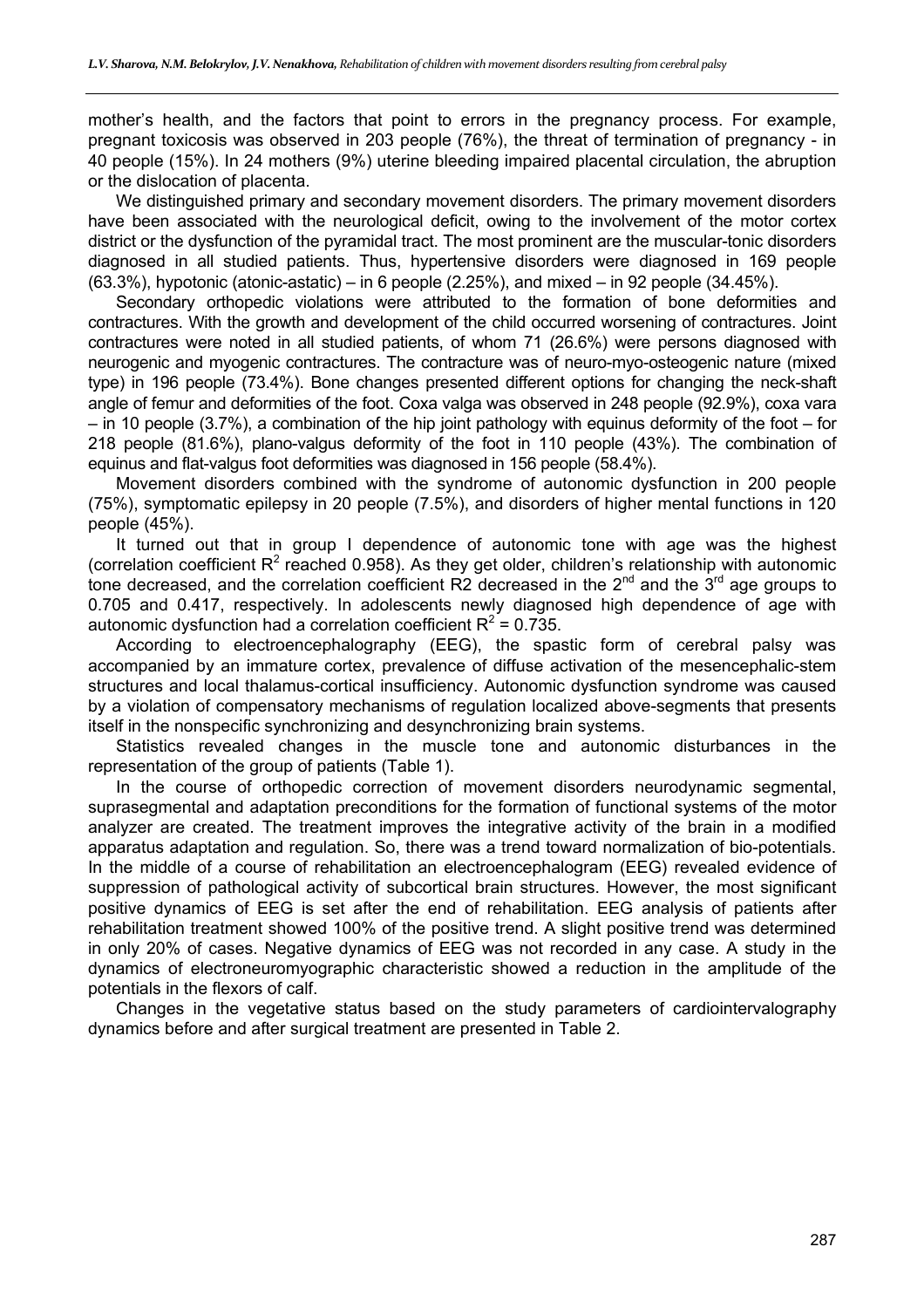mother's health, and the factors that point to errors in the pregnancy process. For example, pregnant toxicosis was observed in 203 people (76%), the threat of termination of pregnancy - in 40 people (15%). In 24 mothers (9%) uterine bleeding impaired placental circulation, the abruption or the dislocation of placenta.

We distinguished primary and secondary movement disorders. The primary movement disorders have been associated with the neurological deficit, owing to the involvement of the motor cortex district or the dysfunction of the pyramidal tract. The most prominent are the muscular-tonic disorders diagnosed in all studied patients. Thus, hypertensive disorders were diagnosed in 169 people (63.3%), hypotonic (atonic-astatic) – in 6 people (2.25%), and mixed – in 92 people (34.45%).

Secondary orthopedic violations were attributed to the formation of bone deformities and contractures. With the growth and development of the child occurred worsening of contractures. Joint contractures were noted in all studied patients, of whom 71 (26.6%) were persons diagnosed with neurogenic and myogenic contractures. The contracture was of neuro-myo-osteogenic nature (mixed type) in 196 people (73.4%). Bone changes presented different options for changing the neck-shaft angle of femur and deformities of the foot. Coxa valga was observed in 248 people (92.9%), coxa vara – in 10 people (3.7%), a combination of the hip joint pathology with equinus deformity of the foot – for 218 people (81.6%), plano-valgus deformity of the foot in 110 people (43%). The combination of equinus and flat-valgus foot deformities was diagnosed in 156 people (58.4%).

Movement disorders combined with the syndrome of autonomic dysfunction in 200 people (75%), symptomatic epilepsy in 20 people (7.5%), and disorders of higher mental functions in 120 people (45%).

It turned out that in group I dependence of autonomic tone with age was the highest (correlation coefficient $R^2$ reached 0.958). As they get older, children's relationship with autonomic tone decreased, and the correlation coefficient R2 decreased in the 2nd and the 3rd age groups to 0.705 and 0.417, respectively. In adolescents newly diagnosed high dependence of age with autonomic dysfunction had a correlation coefficient $R^2$ = 0.735.

According to electroencephalography (EEG), the spastic form of cerebral palsy was accompanied by an immature cortex, prevalence of diffuse activation of the mesencephalic-stem structures and local thalamus-cortical insufficiency. Autonomic dysfunction syndrome was caused by a violation of compensatory mechanisms of regulation localized above-segments that presents itself in the nonspecific synchronizing and desynchronizing brain systems.

Statistics revealed changes in the muscle tone and autonomic disturbances in the representation of the group of patients (Table 1).

In the course of orthopedic correction of movement disorders neurodynamic segmental, suprasegmental and adaptation preconditions for the formation of functional systems of the motor analyzer are created. The treatment improves the integrative activity of the brain in a modified apparatus adaptation and regulation. So, there was a trend toward normalization of bio-potentials. In the middle of a course of rehabilitation an electroencephalogram (EEG) revealed evidence of suppression of pathological activity of subcortical brain structures. However, the most significant positive dynamics of EEG is set after the end of rehabilitation. EEG analysis of patients after rehabilitation treatment showed 100% of the positive trend. A slight positive trend was determined in only 20% of cases. Negative dynamics of EEG was not recorded in any case. A study in the dynamics of electroneuromyographic characteristic showed a reduction in the amplitude of the potentials in the flexors of calf.

Changes in the vegetative status based on the study parameters of cardiointervalography dynamics before and after surgical treatment are presented in Table 2.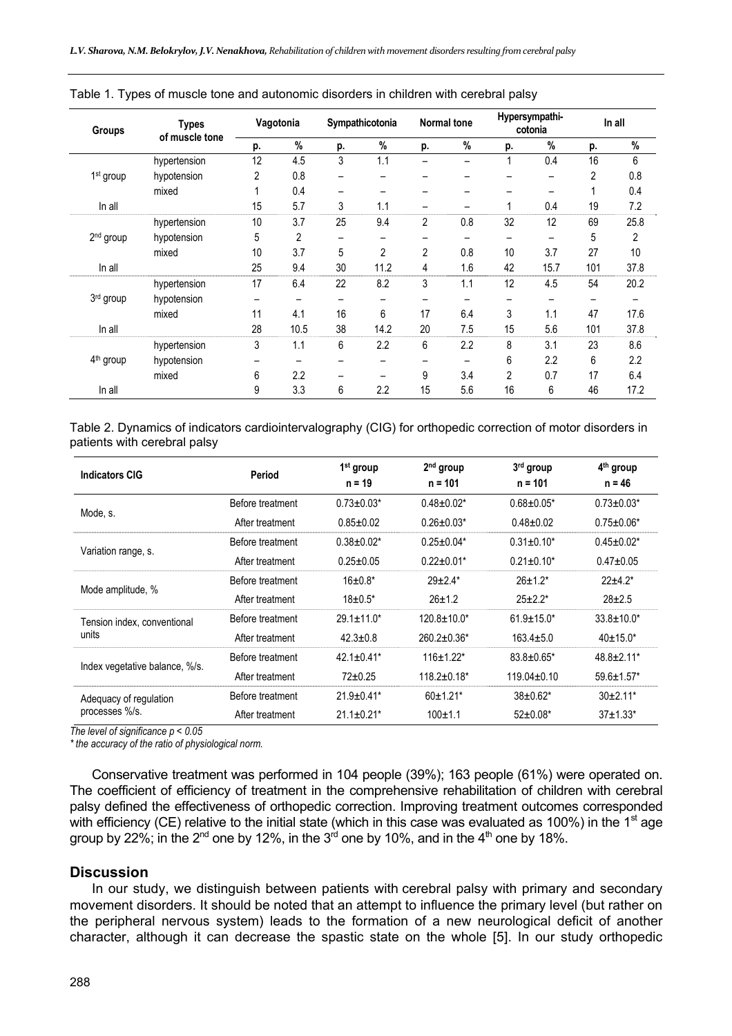Table 1. Types of muscle tone and autonomic disorders in children with cerebral palsy

| Groups | Types of muscle tone | Vagotonia | | Sympathicotonia | | Normal tone | | Hypersympathicotonia | | In all | |
|---|---|---|---|---|---|---|---|---|---|---|---|
| | | p. | % | p. | % | p. | % | p. | % | p. | % |
| 1st group | hypertension | 12 | 4.5 | 3 | 1.1 | – | – | 1 | 0.4 | 16 | 6 |
| | hypotension | 2 | 0.8 | – | – | – | – | – | – | 2 | 0.8 |
| | mixed | 1 | 0.4 | – | – | – | – | – | – | 1 | 0.4 |
| In all | | 15 | 5.7 | 3 | 1.1 | – | – | 1 | 0.4 | 19 | 7.2 |
| 2nd group | hypertension | 10 | 3.7 | 25 | 9.4 | 2 | 0.8 | 32 | 12 | 69 | 25.8 |
| | hypotension | 5 | 2 | – | – | – | – | – | – | 5 | 2 |
| | mixed | 10 | 3.7 | 5 | 2 | 2 | 0.8 | 10 | 3.7 | 27 | 10 |
| In all | | 25 | 9.4 | 30 | 11.2 | 4 | 1.6 | 42 | 15.7 | 101 | 37.8 |
| 3rd group | hypertension | 17 | 6.4 | 22 | 8.2 | 3 | 1.1 | 12 | 4.5 | 54 | 20.2 |
| | hypotension | – | – | – | – | – | – | – | – | – | – |
| | mixed | 11 | 4.1 | 16 | 6 | 17 | 6.4 | 3 | 1.1 | 47 | 17.6 |
| In all | | 28 | 10.5 | 38 | 14.2 | 20 | 7.5 | 15 | 5.6 | 101 | 37.8 |
| 4th group | hypertension | 3 | 1.1 | 6 | 2.2 | 6 | 2.2 | 8 | 3.1 | 23 | 8.6 |
| | hypotension | – | – | – | – | – | – | 6 | 2.2 | 6 | 2.2 |
| | mixed | 6 | 2.2 | – | – | 9 | 3.4 | 2 | 0.7 | 17 | 6.4 |
| In all | | 9 | 3.3 | 6 | 2.2 | 15 | 5.6 | 16 | 6 | 46 | 17.2 |

Table 2. Dynamics of indicators cardiointervalography (CIG) for orthopedic correction of motor disorders in patients with cerebral palsy

| Indicators CIG | Period | 1st group n = 19 | 2nd group n = 101 | 3rd group n = 101 | 4th group n = 46 |
|---|---|---|---|---|---|
| Mode, s. | Before treatment | 0.73±0.03* | 0.48±0.02* | 0.68±0.05* | 0.73±0.03* |
| | After treatment | 0.85±0.02 | 0.26±0.03* | 0.48±0.02 | 0.75±0.06* |
| Variation range, s. | Before treatment | 0.38±0.02* | 0.25±0.04* | 0.31±0.10* | 0.45±0.02* |
| | After treatment | 0.25±0.05 | 0.22±0.01* | 0.21±0.10* | 0.47±0.05 |
| Mode amplitude, % | Before treatment | 16±0.8* | 29±2.4* | 26±1.2* | 22±4.2* |
| | After treatment | 18±0.5* | 26±1.2 | 25±2.2* | 28±2.5 |
| Tension index, conventional units | Before treatment | 29.1±11.0* | 120.8±10.0* | 61.9±15.0* | 33.8±10.0* |
| | After treatment | 42.3±0.8 | 260.2±0.36* | 163.4±5.0 | 40±15.0* |
| Index vegetative balance, %/s. | Before treatment | 42.1±0.41* | 116±1.22* | 83.8±0.65* | 48.8±2.11* |
| | After treatment | 72±0.25 | 118.2±0.18* | 119.04±0.10 | 59.6±1.57* |
| Adequacy of regulation processes %/s. | Before treatment | 21.9±0.41* | 60±1.21* | 38±0.62* | 30±2.11* |
| | After treatment | 21.1±0.21* | 100±1.1 | 52±0.08* | 37±1.33* |

*The level of significance $p < 0.05$*

*\* the accuracy of the ratio of physiological norm.*

Conservative treatment was performed in 104 people (39%); 163 people (61%) were operated on. The coefficient of efficiency of treatment in the comprehensive rehabilitation of children with cerebral palsy defined the effectiveness of orthopedic correction. Improving treatment outcomes corresponded with efficiency (CE) relative to the initial state (which in this case was evaluated as 100%) in the 1st age group by 22%; in the 2nd one by 12%, in the 3rd one by 10%, and in the 4th one by 18%.

## Discussion

In our study, we distinguish between patients with cerebral palsy with primary and secondary movement disorders. It should be noted that an attempt to influence the primary level (but rather on the peripheral nervous system) leads to the formation of a new neurological deficit of another character, although it can decrease the spastic state on the whole [5]. In our study orthopedic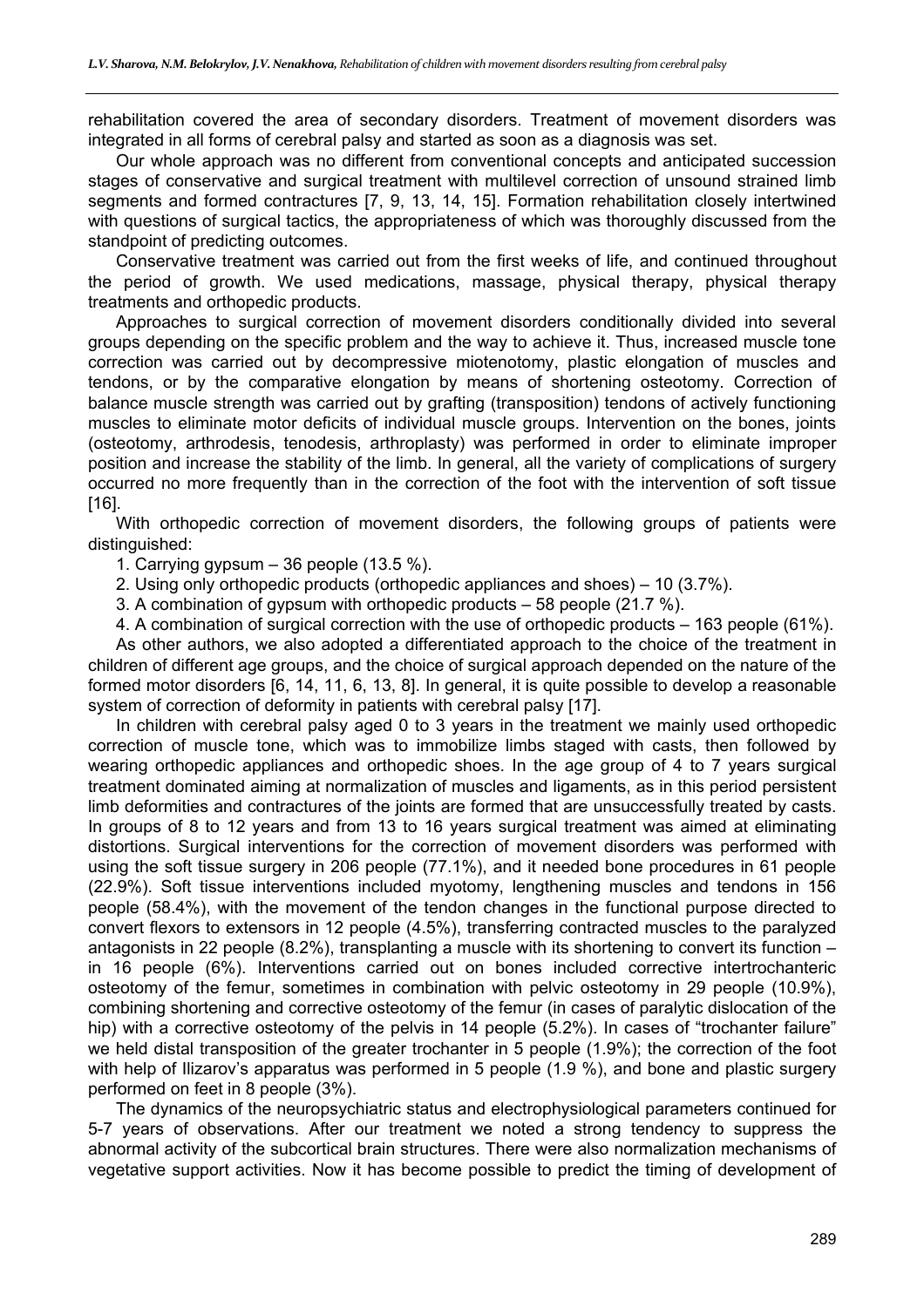rehabilitation covered the area of secondary disorders. Treatment of movement disorders was integrated in all forms of cerebral palsy and started as soon as a diagnosis was set.

Our whole approach was no different from conventional concepts and anticipated succession stages of conservative and surgical treatment with multilevel correction of unsound strained limb segments and formed contractures [7, 9, 13, 14, 15]. Formation rehabilitation closely intertwined with questions of surgical tactics, the appropriateness of which was thoroughly discussed from the standpoint of predicting outcomes.

Conservative treatment was carried out from the first weeks of life, and continued throughout the period of growth. We used medications, massage, physical therapy, physical therapy treatments and orthopedic products.

Approaches to surgical correction of movement disorders conditionally divided into several groups depending on the specific problem and the way to achieve it. Thus, increased muscle tone correction was carried out by decompressive miotenotomy, plastic elongation of muscles and tendons, or by the comparative elongation by means of shortening osteotomy. Correction of balance muscle strength was carried out by grafting (transposition) tendons of actively functioning muscles to eliminate motor deficits of individual muscle groups. Intervention on the bones, joints (osteotomy, arthrodesis, tenodesis, arthroplasty) was performed in order to eliminate improper position and increase the stability of the limb. In general, all the variety of complications of surgery occurred no more frequently than in the correction of the foot with the intervention of soft tissue [16].

With orthopedic correction of movement disorders, the following groups of patients were distinguished:

1. Carrying gypsum – 36 people (13.5 %).
2. Using only orthopedic products (orthopedic appliances and shoes) – 10 (3.7%).
3. A combination of gypsum with orthopedic products – 58 people (21.7 %).
4. A combination of surgical correction with the use of orthopedic products – 163 people (61%).

As other authors, we also adopted a differentiated approach to the choice of the treatment in children of different age groups, and the choice of surgical approach depended on the nature of the formed motor disorders [6, 14, 11, 6, 13, 8]. In general, it is quite possible to develop a reasonable system of correction of deformity in patients with cerebral palsy [17].

In children with cerebral palsy aged 0 to 3 years in the treatment we mainly used orthopedic correction of muscle tone, which was to immobilize limbs staged with casts, then followed by wearing orthopedic appliances and orthopedic shoes. In the age group of 4 to 7 years surgical treatment dominated aiming at normalization of muscles and ligaments, as in this period persistent limb deformities and contractures of the joints are formed that are unsuccessfully treated by casts. In groups of 8 to 12 years and from 13 to 16 years surgical treatment was aimed at eliminating distortions. Surgical interventions for the correction of movement disorders was performed with using the soft tissue surgery in 206 people (77.1%), and it needed bone procedures in 61 people (22.9%). Soft tissue interventions included myotomy, lengthening muscles and tendons in 156 people (58.4%), with the movement of the tendon changes in the functional purpose directed to convert flexors to extensors in 12 people (4.5%), transferring contracted muscles to the paralyzed antagonists in 22 people (8.2%), transplanting a muscle with its shortening to convert its function – in 16 people (6%). Interventions carried out on bones included corrective intertrochanteric osteotomy of the femur, sometimes in combination with pelvic osteotomy in 29 people (10.9%), combining shortening and corrective osteotomy of the femur (in cases of paralytic dislocation of the hip) with a corrective osteotomy of the pelvis in 14 people (5.2%). In cases of "trochanter failure" we held distal transposition of the greater trochanter in 5 people (1.9%); the correction of the foot with help of Ilizarov's apparatus was performed in 5 people (1.9 %), and bone and plastic surgery performed on feet in 8 people (3%).

The dynamics of the neuropsychiatric status and electrophysiological parameters continued for 5-7 years of observations. After our treatment we noted a strong tendency to suppress the abnormal activity of the subcortical brain structures. There were also normalization mechanisms of vegetative support activities. Now it has become possible to predict the timing of development of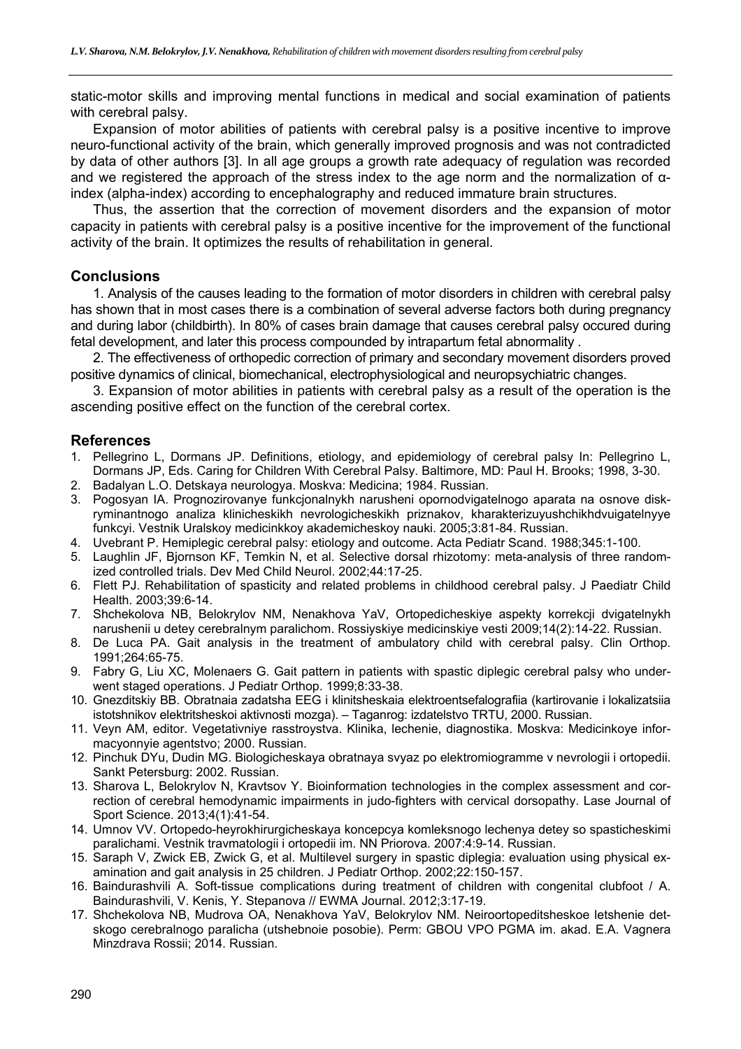static-motor skills and improving mental functions in medical and social examination of patients with cerebral palsy.

Expansion of motor abilities of patients with cerebral palsy is a positive incentive to improve neuro-functional activity of the brain, which generally improved prognosis and was not contradicted by data of other authors [3]. In all age groups a growth rate adequacy of regulation was recorded and we registered the approach of the stress index to the age norm and the normalization of α-index (alpha-index) according to encephalography and reduced immature brain structures.

Thus, the assertion that the correction of movement disorders and the expansion of motor capacity in patients with cerebral palsy is a positive incentive for the improvement of the functional activity of the brain. It optimizes the results of rehabilitation in general.

## Conclusions

1. Analysis of the causes leading to the formation of motor disorders in children with cerebral palsy has shown that in most cases there is a combination of several adverse factors both during pregnancy and during labor (childbirth). In 80% of cases brain damage that causes cerebral palsy occured during fetal development, and later this process compounded by intrapartum fetal abnormality .

2. The effectiveness of orthopedic correction of primary and secondary movement disorders proved positive dynamics of clinical, biomechanical, electrophysiological and neuropsychiatric changes.

3. Expansion of motor abilities in patients with cerebral palsy as a result of the operation is the ascending positive effect on the function of the cerebral cortex.

## References

1. Pellegrino L, Dormans JP. Definitions, etiology, and epidemiology of cerebral palsy In: Pellegrino L, Dormans JP, Eds. Caring for Children With Cerebral Palsy. Baltimore, MD: Paul H. Brooks; 1998, 3-30.
2. Badalyan L.O. Detskaya neurologya. Moskva: Medicina; 1984. Russian.
3. Pogosyan IA. Prognozirovanye funkcjonalnykh narusheni opornodvigatelnogo aparata na osnove disk-ryminantnogo analiza klinicheskikh nevrologicheskikh priznakov, kharakterizuyushchikhdvuigatelnyye funkcyi. Vestnik Uralskoy medicinkkoy akademicheskoy nauki. 2005;3:81-84. Russian.
4. Uvebrant P. Hemiplegic cerebral palsy: etiology and outcome. Acta Pediatr Scand. 1988;345:1-100.
5. Laughlin JF, Bjornson KF, Temkin N, et al. Selective dorsal rhizotomy: meta-analysis of three randomized controlled trials. Dev Med Child Neurol. 2002;44:17-25.
6. Flett PJ. Rehabilitation of spasticity and related problems in childhood cerebral palsy. J Paediatr Child Health. 2003;39:6-14.
7. Shchekolova NB, Belokrylov NM, Nenakhova YaV, Ortopedicheskiye aspekty korrekcji dvigatelnykh narushenii u detey cerebralnym paralichom. Rossiyskiye medicinskiye vesti 2009;14(2):14-22. Russian.
8. De Luca PA. Gait analysis in the treatment of ambulatory child with cerebral palsy. Clin Orthop. 1991;264:65-75.
9. Fabry G, Liu XC, Molenaers G. Gait pattern in patients with spastic diplegic cerebral palsy who underwent staged operations. J Pediatr Orthop. 1999;8:33-38.
10. Gnezditskiy BB. Obratnaia zadatsha EEG i klinitsheskaia elektroentsefalografiia (kartirovanie i lokalizatsiia istotshnikov elektritsheskoi aktivnosti mozga). – Taganrog: izdatelstvo TRTU, 2000. Russian.
11. Veyn AM, editor. Vegetativniye rasstroystva. Klinika, lechenie, diagnostika. Moskva: Medicinkoye informacyonnyie agentstvo; 2000. Russian.
12. Pinchuk DYu, Dudin MG. Biologicheskaya obratnaya svyaz po elektromiogramme v nevrologii i ortopedii. Sankt Petersburg: 2002. Russian.
13. Sharova L, Belokrylov N, Kravtsov Y. Bioinformation technologies in the complex assessment and correction of cerebral hemodynamic impairments in judo-fighters with cervical dorsopathy. Lase Journal of Sport Science. 2013;4(1):41-54.
14. Umnov VV. Ortopedo-heyrokhirurgicheskaya koncepcya komleksnogo lechenya detey so spasticheskimi paralichami. Vestnik travmatologii i ortopedii im. NN Priorova. 2007:4:9-14. Russian.
15. Saraph V, Zwick EB, Zwick G, et al. Multilevel surgery in spastic diplegia: evaluation using physical examination and gait analysis in 25 children. J Pediatr Orthop. 2002;22:150-157.
16. Baindurashvili A. Soft-tissue complications during treatment of children with congenital clubfoot / A. Baindurashvili, V. Kenis, Y. Stepanova // EWMA Journal. 2012;3:17-19.
17. Shchekolova NB, Mudrova OA, Nenakhova YaV, Belokrylov NM. Neiroortopeditsheskoe letshenie detskogo cerebralnogo paralicha (utshebnoie posobie). Perm: GBOU VPO PGMA im. akad. E.A. Vagnera Minzdrava Rossii; 2014. Russian.